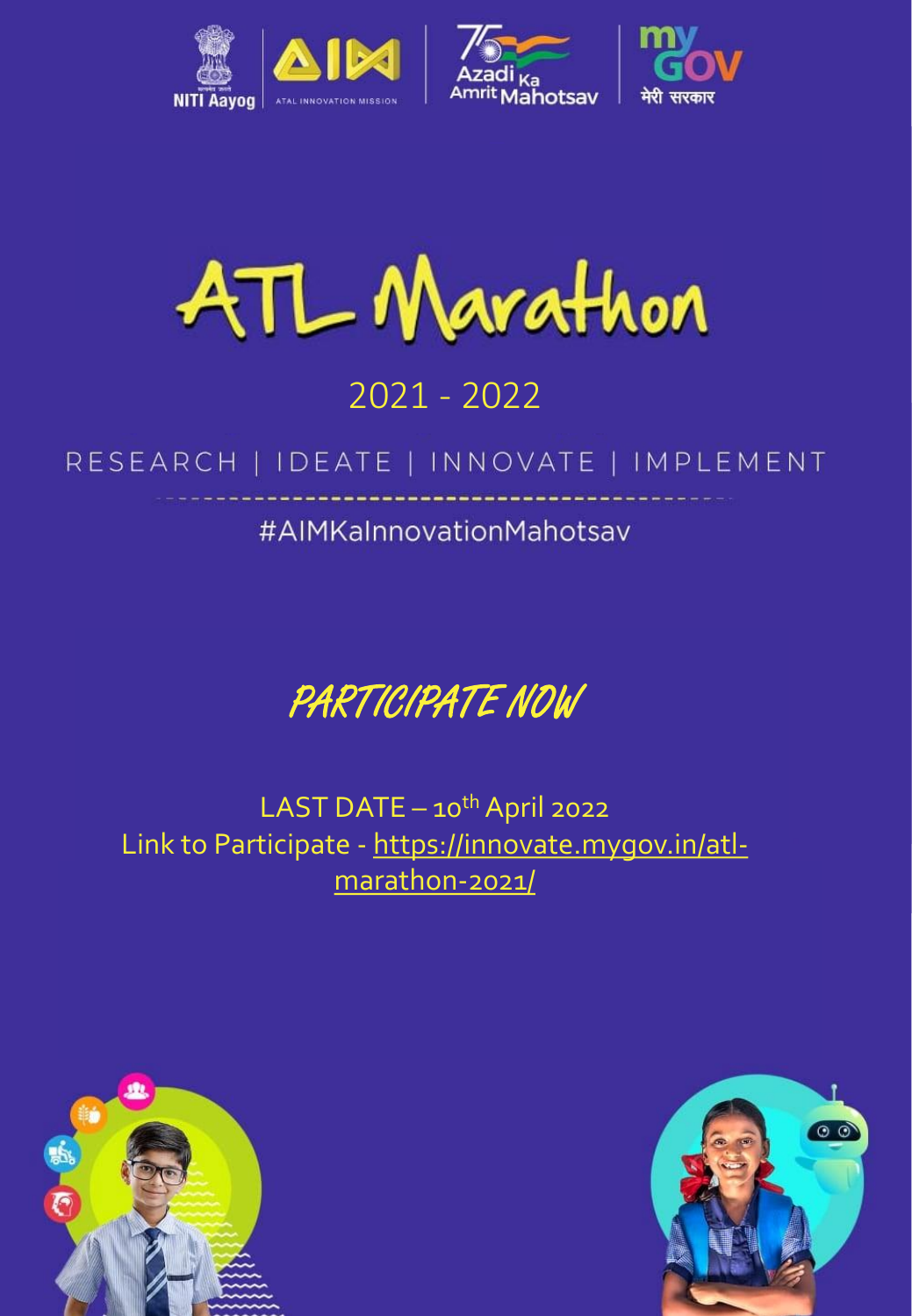NITI Aayog | ATAL INNOVATION MISSION | Azadi Ka Amrit Mahotsav | my GOV मेरी सरकार

# ATL Marathon

## 2021 - 2022

RESEARCH | IDEATE | INNOVATE | IMPLEMENT

#AIMKaInnovationMahotsav

## PARTICIPATE NOW

LAST DATE – 10th April 2022

Link to Participate - https://innovate.mygov.in/atl-marathon-2021/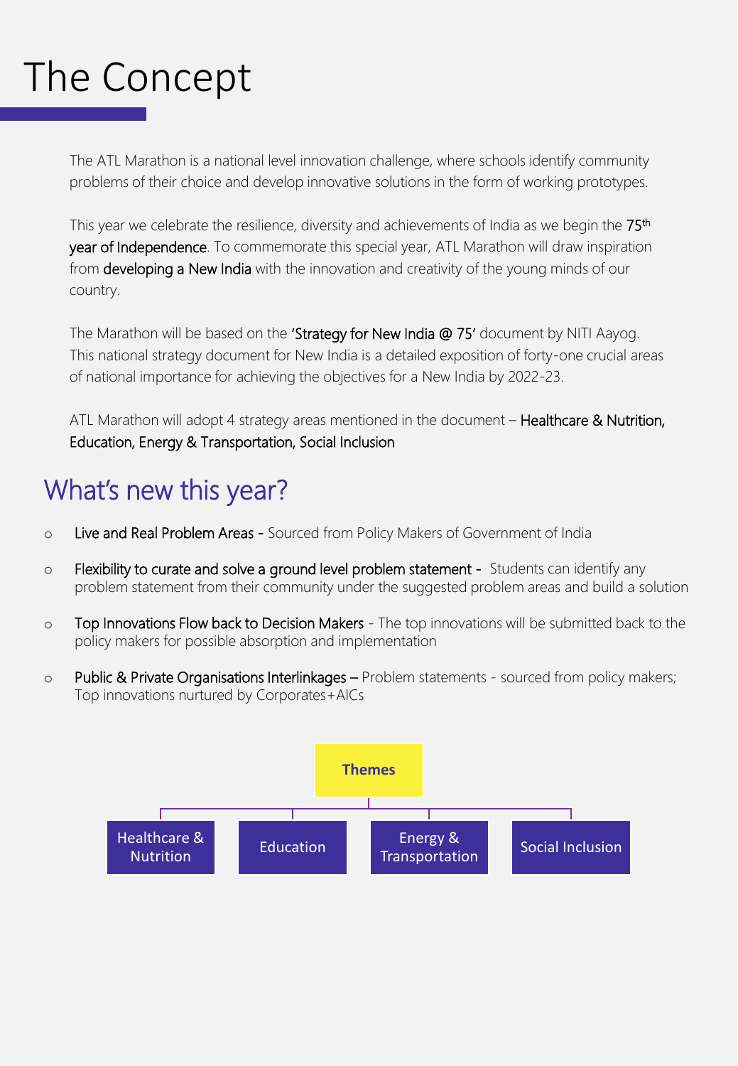# The Concept

The ATL Marathon is a national level innovation challenge, where schools identify community problems of their choice and develop innovative solutions in the form of working prototypes.

This year we celebrate the resilience, diversity and achievements of India as we begin the 75th year of Independence. To commemorate this special year, ATL Marathon will draw inspiration from developing a New India with the innovation and creativity of the young minds of our country.

The Marathon will be based on the 'Strategy for New India @ 75' document by NITI Aayog. This national strategy document for New India is a detailed exposition of forty-one crucial areas of national importance for achieving the objectives for a New India by 2022-23.

ATL Marathon will adopt 4 strategy areas mentioned in the document – Healthcare & Nutrition, Education, Energy & Transportation, Social Inclusion

## What's new this year?

- Live and Real Problem Areas - Sourced from Policy Makers of Government of India
- Flexibility to curate and solve a ground level problem statement - Students can identify any problem statement from their community under the suggested problem areas and build a solution
- Top Innovations Flow back to Decision Makers - The top innovations will be submitted back to the policy makers for possible absorption and implementation
- Public & Private Organisations Interlinkages – Problem statements - sourced from policy makers; Top innovations nurtured by Corporates+AICs

**Themes**

- Healthcare & Nutrition
- Education
- Energy & Transportation
- Social Inclusion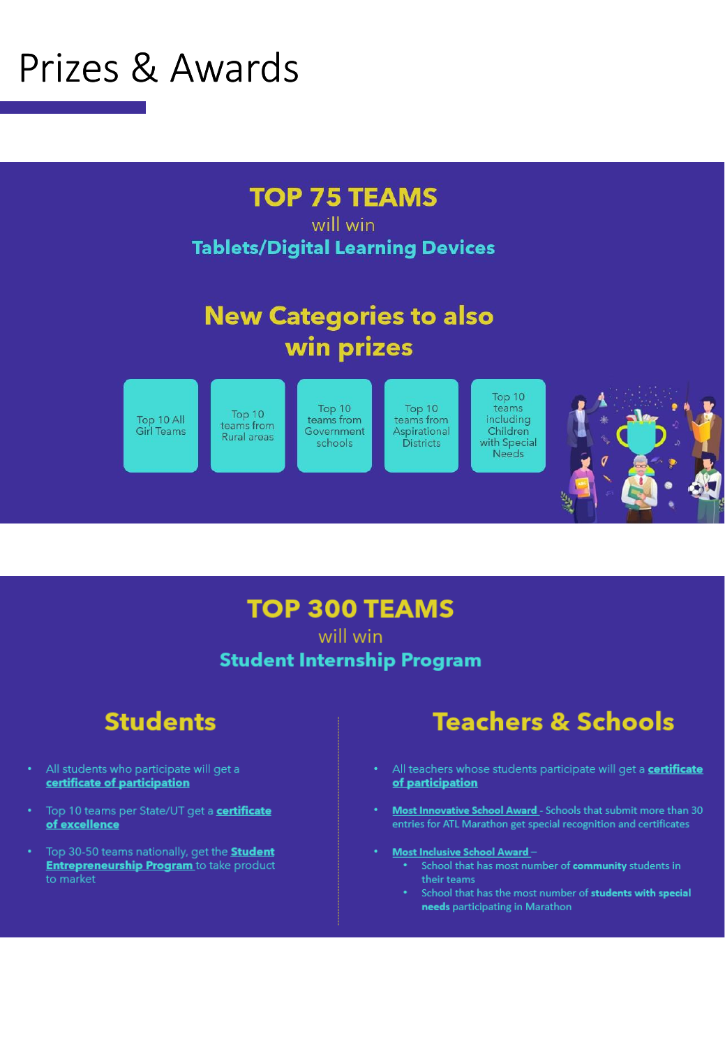# Prizes & Awards

## TOP 75 TEAMS

will win

**Tablets/Digital Learning Devices**

## New Categories to also win prizes

- Top 10 All Girl Teams
- Top 10 teams from Rural areas
- Top 10 teams from Government schools
- Top 10 teams from Aspirational Districts
- Top 10 teams including Children with Special Needs

## TOP 300 TEAMS

will win

**Student Internship Program**

### Students

- All students who participate will get a **certificate of participation**
- Top 10 teams per State/UT get a **certificate of excellence**
- Top 30-50 teams nationally, get the **Student Entrepreneurship Program** to take product to market

### Teachers & Schools

- All teachers whose students participate will get a **certificate of participation**
- **Most Innovative School Award** - Schools that submit more than 30 entries for ATL Marathon get special recognition and certificates
- **Most Inclusive School Award** –
  - School that has most number of **community** students in their teams
  - School that has the most number of **students with special needs** participating in Marathon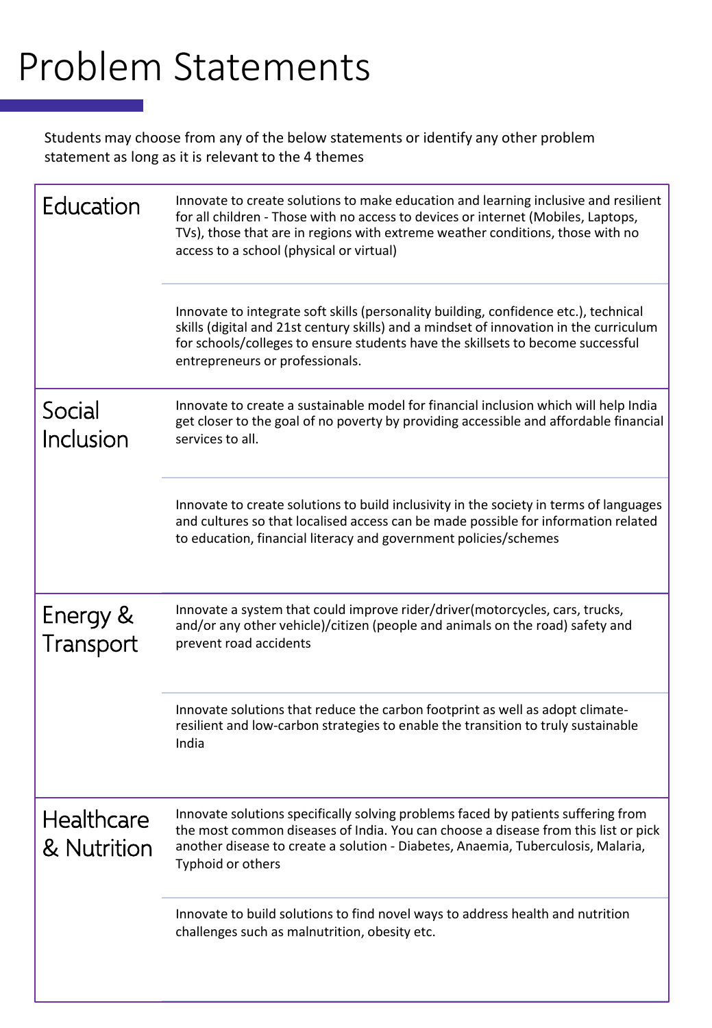# Problem Statements

Students may choose from any of the below statements or identify any other problem statement as long as it is relevant to the 4 themes

| Theme | Problem Statement |
|---|---|
| Education | Innovate to create solutions to make education and learning inclusive and resilient for all children - Those with no access to devices or internet (Mobiles, Laptops, TVs), those that are in regions with extreme weather conditions, those with no access to a school (physical or virtual) |
| | Innovate to integrate soft skills (personality building, confidence etc.), technical skills (digital and 21st century skills) and a mindset of innovation in the curriculum for schools/colleges to ensure students have the skillsets to become successful entrepreneurs or professionals. |
| Social Inclusion | Innovate to create a sustainable model for financial inclusion which will help India get closer to the goal of no poverty by providing accessible and affordable financial services to all. |
| | Innovate to create solutions to build inclusivity in the society in terms of languages and cultures so that localised access can be made possible for information related to education, financial literacy and government policies/schemes |
| Energy & Transport | Innovate a system that could improve rider/driver(motorcycles, cars, trucks, and/or any other vehicle)/citizen (people and animals on the road) safety and prevent road accidents |
| | Innovate solutions that reduce the carbon footprint as well as adopt climate-resilient and low-carbon strategies to enable the transition to truly sustainable India |
| Healthcare & Nutrition | Innovate solutions specifically solving problems faced by patients suffering from the most common diseases of India. You can choose a disease from this list or pick another disease to create a solution - Diabetes, Anaemia, Tuberculosis, Malaria, Typhoid or others |
| | Innovate to build solutions to find novel ways to address health and nutrition challenges such as malnutrition, obesity etc. |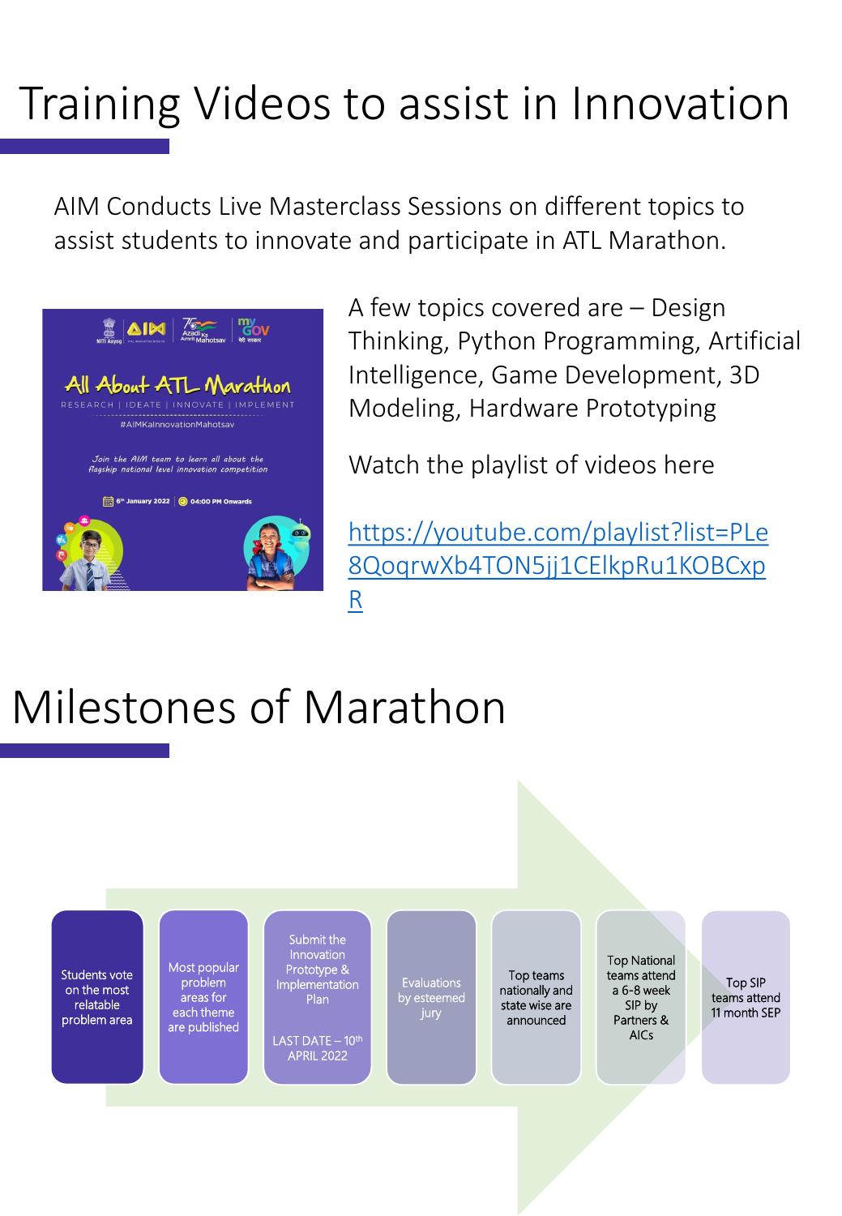# Training Videos to assist in Innovation

AIM Conducts Live Masterclass Sessions on different topics to assist students to innovate and participate in ATL Marathon.

A few topics covered are – Design Thinking, Python Programming, Artificial Intelligence, Game Development, 3D Modeling, Hardware Prototyping

Watch the playlist of videos here

https://youtube.com/playlist?list=PLe8QoqrwXb4TON5jj1CElkpRu1KOBCxpR

# Milestones of Marathon

1. Students vote on the most relatable problem area
2. Most popular problem areas for each theme are published
3. Submit the Innovation Prototype & Implementation Plan

   LAST DATE – 10th APRIL 2022
4. Evaluations by esteemed jury
5. Top teams nationally and state wise are announced
6. Top National teams attend a 6-8 week SIP by Partners & AICs
7. Top SIP teams attend 11 month SEP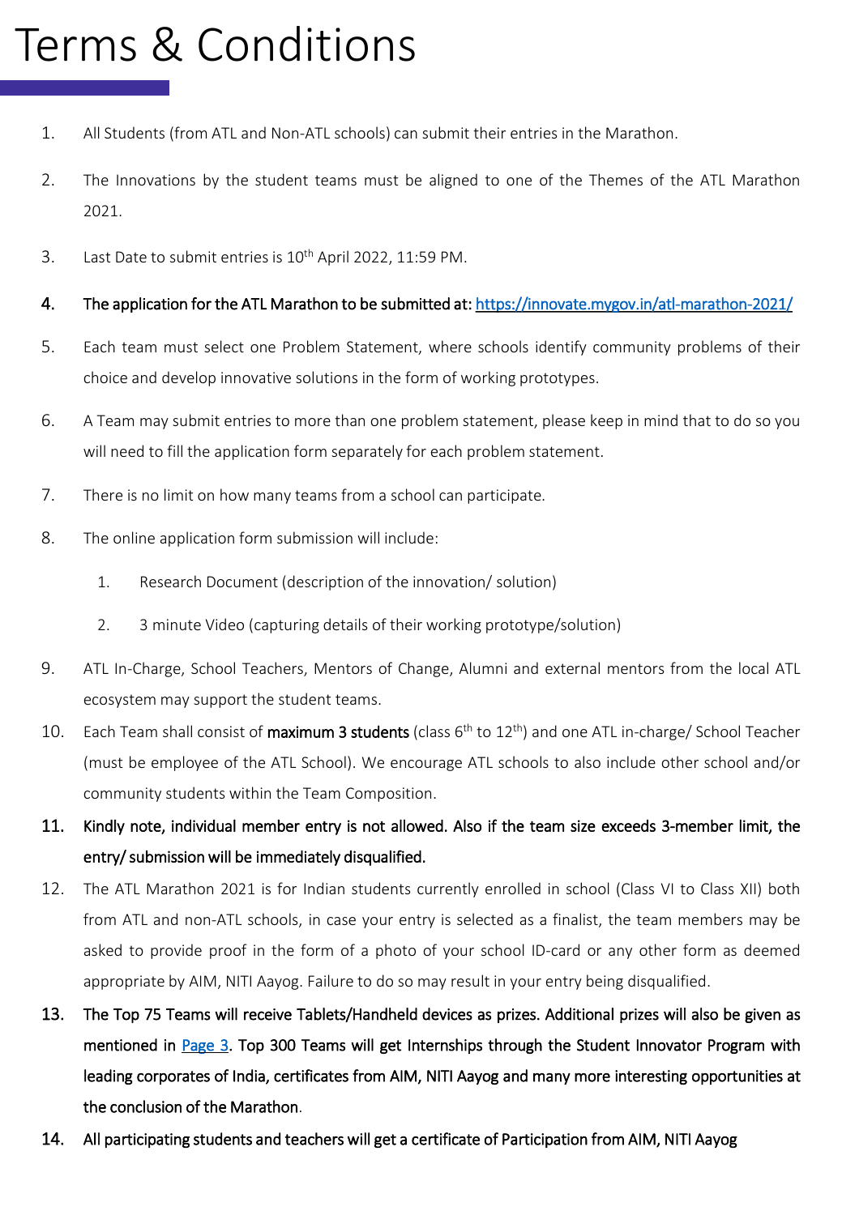# Terms & Conditions

1. All Students (from ATL and Non-ATL schools) can submit their entries in the Marathon.
2. The Innovations by the student teams must be aligned to one of the Themes of the ATL Marathon 2021.
3. Last Date to submit entries is 10th April 2022, 11:59 PM.
4. **The application for the ATL Marathon to be submitted at: [https://innovate.mygov.in/atl-marathon-2021/](https://innovate.mygov.in/atl-marathon-2021/)**
5. Each team must select one Problem Statement, where schools identify community problems of their choice and develop innovative solutions in the form of working prototypes.
6. A Team may submit entries to more than one problem statement, please keep in mind that to do so you will need to fill the application form separately for each problem statement.
7. There is no limit on how many teams from a school can participate.
8. The online application form submission will include:
    1. Research Document (description of the innovation/ solution)
    2. 3 minute Video (capturing details of their working prototype/solution)
9. ATL In-Charge, School Teachers, Mentors of Change, Alumni and external mentors from the local ATL ecosystem may support the student teams.
10. Each Team shall consist of **maximum 3 students** (class 6th to 12th) and one ATL in-charge/ School Teacher (must be employee of the ATL School). We encourage ATL schools to also include other school and/or community students within the Team Composition.
11. **Kindly note, individual member entry is not allowed. Also if the team size exceeds 3-member limit, the entry/ submission will be immediately disqualified.**
12. The ATL Marathon 2021 is for Indian students currently enrolled in school (Class VI to Class XII) both from ATL and non-ATL schools, in case your entry is selected as a finalist, the team members may be asked to provide proof in the form of a photo of your school ID-card or any other form as deemed appropriate by AIM, NITI Aayog. Failure to do so may result in your entry being disqualified.
13. **The Top 75 Teams will receive Tablets/Handheld devices as prizes. Additional prizes will also be given as mentioned in [Page 3](). Top 300 Teams will get Internships through the Student Innovator Program with leading corporates of India, certificates from AIM, NITI Aayog and many more interesting opportunities at the conclusion of the Marathon**.
14. **All participating students and teachers will get a certificate of Participation from AIM, NITI Aayog**